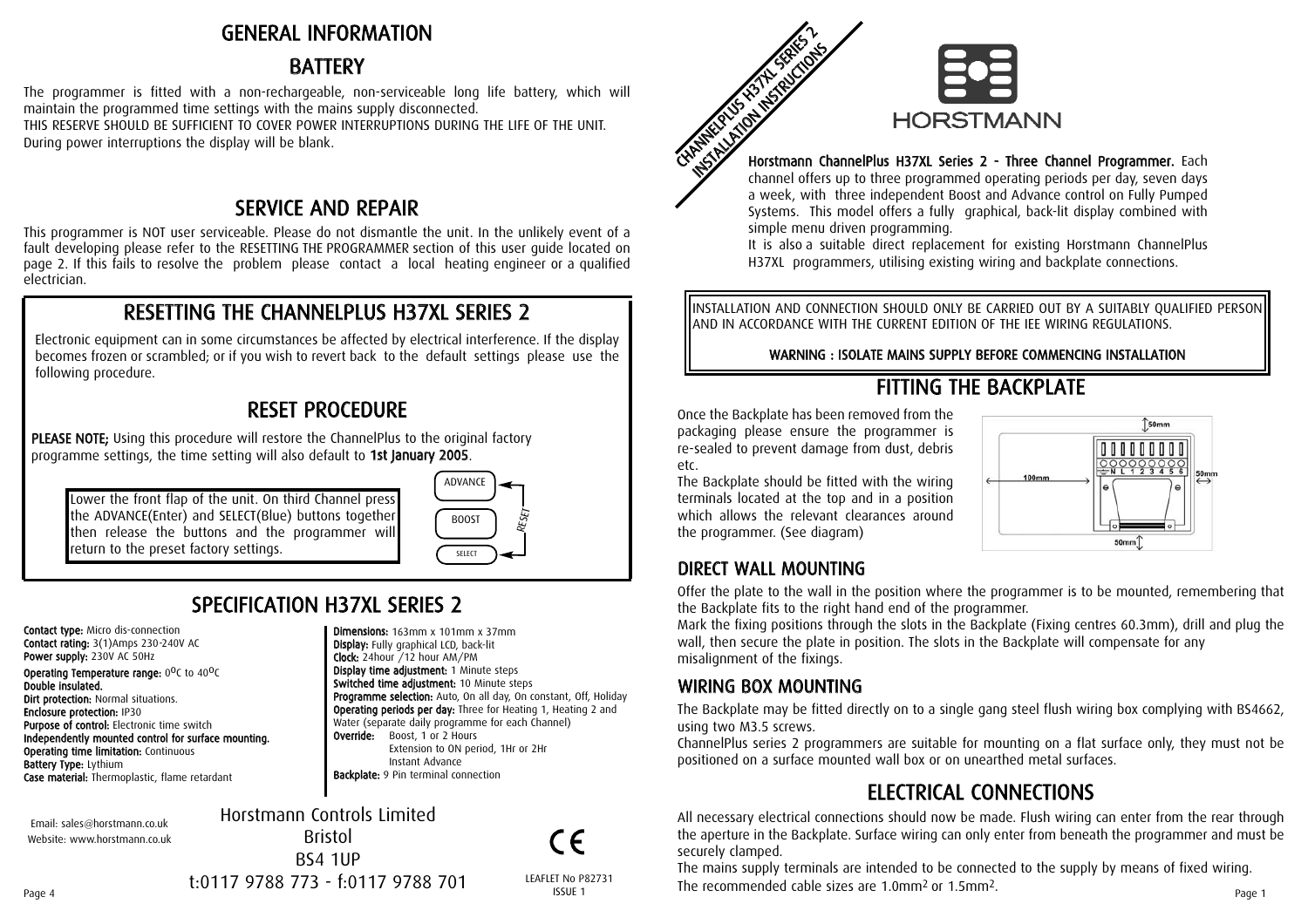# GENERAL INFORMATION

## BATTERY

The programmer is fitted with a non-rechargeable, non-serviceable long life battery, which will maintain the programmed time settings with the mains supply disconnected.
THIS RESERVE SHOULD BE SUFFICIENT TO COVER POWER INTERRUPTIONS DURING THE LIFE OF THE UNIT.
During power interruptions the display will be blank.

## SERVICE AND REPAIR

This programmer is NOT user serviceable. Please do not dismantle the unit. In the unlikely event of a fault developing please refer to the RESETTING THE PROGRAMMER section of this user guide located on page 2. If this fails to resolve the problem please contact a local heating engineer or a qualified electrician.

## RESETTING THE CHANNELPLUS H37XL SERIES 2

Electronic equipment can in some circumstances be affected by electrical interference. If the display becomes frozen or scrambled; or if you wish to revert back to the default settings please use the following procedure.

## RESET PROCEDURE

**PLEASE NOTE;** Using this procedure will restore the ChannelPlus to the original factory programme settings, the time setting will also default to **1st January 2005**.

Lower the front flap of the unit. On third Channel press the ADVANCE(Enter) and SELECT(Blue) buttons together then release the buttons and the programmer will return to the preset factory settings.

ADVANCE
BOOST
SELECT
RESET

## SPECIFICATION H37XL SERIES 2

**Contact type:** Micro dis-connection
**Contact rating:** 3(1)Amps 230-240V AC
**Power supply:** 230V AC 50Hz
**Operating Temperature range:** 0°C to 40°C
**Double insulated.**
**Dirt protection:** Normal situations.
**Enclosure protection:** IP30
**Purpose of control:** Electronic time switch
**Independently mounted control for surface mounting.**
**Operating time limitation:** Continuous
**Battery Type:** Lythium
**Case material:** Thermoplastic, flame retardant

**Dimensions:** 163mm x 101mm x 37mm
**Display:** Fully graphical LCD, back-lit
**Clock:** 24hour /12 hour AM/PM
**Display time adjustment:** 1 Minute steps
**Switched time adjustment:** 10 Minute steps
**Programme selection:** Auto, On all day, On constant, Off, Holiday
**Operating periods per day:** Three for Heating 1, Heating 2 and Water (separate daily programme for each Channel)
**Override:** Boost, 1 or 2 Hours
Extension to ON period, 1Hr or 2Hr
Instant Advance
**Backplate:** 9 Pin terminal connection

Email: sales@horstmann.co.uk
Website: www.horstmann.co.uk

Horstmann Controls Limited
Bristol
BS4 1UP
t:0117 9788 773 - f:0117 9788 701

CE

LEAFLET No P82731
ISSUE 1

CHANNELPLUS H37XL SERIES 2
INSTALLATION INSTRUCTIONS

HORSTMANN

**Horstmann ChannelPlus H37XL Series 2 - Three Channel Programmer.** Each channel offers up to three programmed operating periods per day, seven days a week, with three independent Boost and Advance control on Fully Pumped Systems. This model offers a fully graphical, back-lit display combined with simple menu driven programming.
It is also a suitable direct replacement for existing Horstmann ChannelPlus H37XL programmers, utilising existing wiring and backplate connections.

INSTALLATION AND CONNECTION SHOULD ONLY BE CARRIED OUT BY A SUITABLY QUALIFIED PERSON AND IN ACCORDANCE WITH THE CURRENT EDITION OF THE IEE WIRING REGULATIONS.

**WARNING : ISOLATE MAINS SUPPLY BEFORE COMMENCING INSTALLATION**

## FITTING THE BACKPLATE

Once the Backplate has been removed from the packaging please ensure the programmer is re-sealed to prevent damage from dust, debris etc.
The Backplate should be fitted with the wiring terminals located at the top and in a position which allows the relevant clearances around the programmer. (See diagram)

50mm
100mm
N L 1 2 3 4 5 6
50mm
50mm

### DIRECT WALL MOUNTING

Offer the plate to the wall in the position where the programmer is to be mounted, remembering that the Backplate fits to the right hand end of the programmer.
Mark the fixing positions through the slots in the Backplate (Fixing centres 60.3mm), drill and plug the wall, then secure the plate in position. The slots in the Backplate will compensate for any misalignment of the fixings.

### WIRING BOX MOUNTING

The Backplate may be fitted directly on to a single gang steel flush wiring box complying with BS4662, using two M3.5 screws.
ChannelPlus series 2 programmers are suitable for mounting on a flat surface only, they must not be positioned on a surface mounted wall box or on unearthed metal surfaces.

## ELECTRICAL CONNECTIONS

All necessary electrical connections should now be made. Flush wiring can enter from the rear through the aperture in the Backplate. Surface wiring can only enter from beneath the programmer and must be securely clamped.
The mains supply terminals are intended to be connected to the supply by means of fixed wiring.
The recommended cable sizes are $1.0mm^2$ or $1.5mm^2$.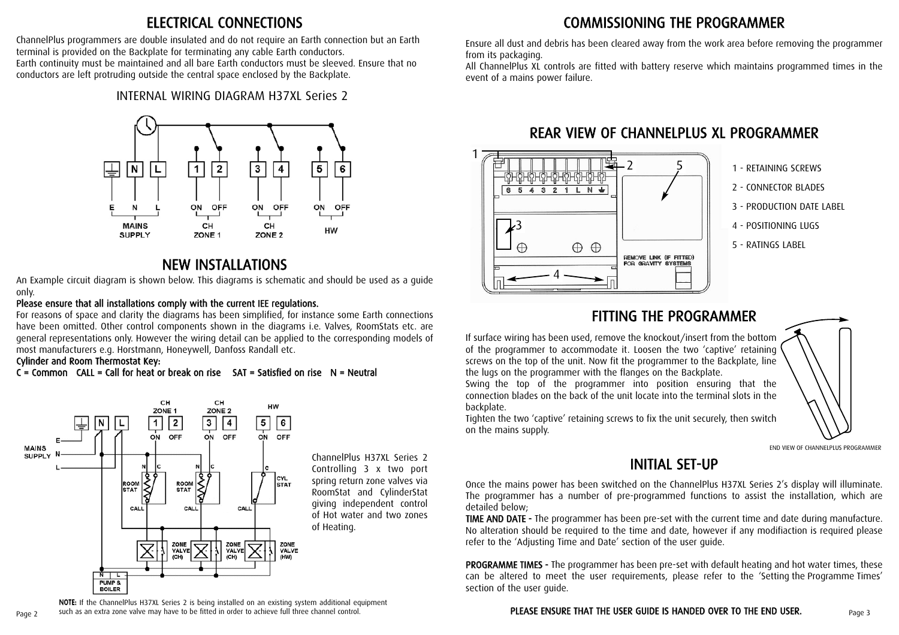## ELECTRICAL CONNECTIONS

ChannelPlus programmers are double insulated and do not require an Earth connection but an Earth terminal is provided on the Backplate for terminating any cable Earth conductors.
Earth continuity must be maintained and all bare Earth conductors must be sleeved. Ensure that no conductors are left protruding outside the central space enclosed by the Backplate.

INTERNAL WIRING DIAGRAM H37XL Series 2

E N L
MAINS SUPPLY

1 2
ON OFF
CH ZONE 1

3 4
ON OFF
CH ZONE 2

5 6
ON OFF
HW

## NEW INSTALLATIONS

An Example circuit diagram is shown below. This diagrams is schematic and should be used as a guide only.

**Please ensure that all installations comply with the current IEE regulations.**

For reasons of space and clarity the diagrams has been simplified, for instance some Earth connections have been omitted. Other control components shown in the diagrams i.e. Valves, RoomStats etc. are general representations only. However the wiring detail can be applied to the corresponding models of most manufacturers e.g. Horstmann, Honeywell, Danfoss Randall etc.

**Cylinder and Room Thermostat Key:**

**C = Common CALL = Call for heat or break on rise SAT = Satisfied on rise N = Neutral**

MAINS SUPPLY E N L

CH ZONE 1 1 2 ON OFF

CH ZONE 2 3 4 ON OFF

HW 5 6 ON OFF

N C ROOM STAT CALL

N C ROOM STAT CALL

C CYL STAT CALL

ZONE VALVE (CH)

ZONE VALVE (CH)

ZONE VALVE (HW)

N L PUMP & BOILER

ChannelPlus H37XL Series 2 Controlling 3 x two port spring return zone valves via RoomStat and CylinderStat giving independent control of Hot water and two zones of Heating.

**NOTE:** If the ChannelPlus H37XL Series 2 is being installed on an existing system additional equipment such as an extra zone valve may have to be fitted in order to achieve full three channel control.

## COMMISSIONING THE PROGRAMMER

Ensure all dust and debris has been cleared away from the work area before removing the programmer from its packaging.
All ChannelPlus XL controls are fitted with battery reserve which maintains programmed times in the event of a mains power failure.

## REAR VIEW OF CHANNELPLUS XL PROGRAMMER

6 5 4 3 2 1 L N

REMOVE LINK (IF FITTED) FOR GRAVITY SYSTEMS

1 - RETAINING SCREWS
2 - CONNECTOR BLADES
3 - PRODUCTION DATE LABEL
4 - POSITIONING LUGS
5 - RATINGS LABEL

## FITTING THE PROGRAMMER

If surface wiring has been used, remove the knockout/insert from the bottom of the programmer to accommodate it. Loosen the two 'captive' retaining screws on the top of the unit. Now fit the programmer to the Backplate, line the lugs on the programmer with the flanges on the Backplate.

Swing the top of the programmer into position ensuring that the connection blades on the back of the unit locate into the terminal slots in the backplate.

Tighten the two 'captive' retaining screws to fix the unit securely, then switch on the mains supply.

END VIEW OF CHANNELPLUS PROGRAMMER

## INITIAL SET-UP

Once the mains power has been switched on the ChannelPlus H37XL Series 2's display will illuminate. The programmer has a number of pre-programmed functions to assist the installation, which are detailed below;

**TIME AND DATE -** The programmer has been pre-set with the current time and date during manufacture. No alteration should be required to the time and date, however if any modifiaction is required please refer to the 'Adjusting Time and Date' section of the user guide.

**PROGRAMME TIMES -** The programmer has been pre-set with default heating and hot water times, these can be altered to meet the user requirements, please refer to the 'Setting the Programme Times' section of the user guide.

**PLEASE ENSURE THAT THE USER GUIDE IS HANDED OVER TO THE END USER.**